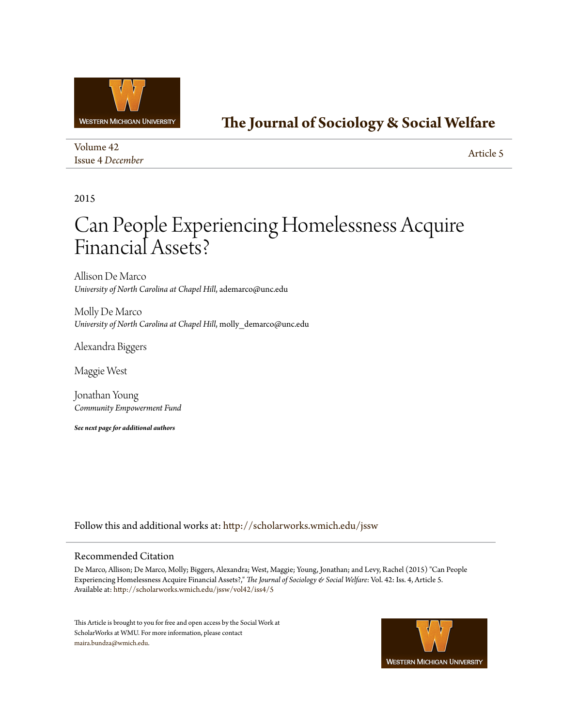# The Journal of Sociology & Social Welfare

Volume 42
Issue 4 *December*

Article 5

2015

# Can People Experiencing Homelessness Acquire Financial Assets?

Allison De Marco
*University of North Carolina at Chapel Hill*, ademarco@unc.edu

Molly De Marco
*University of North Carolina at Chapel Hill*, molly_demarco@unc.edu

Alexandra Biggers

Maggie West

Jonathan Young
*Community Empowerment Fund*

***See next page for additional authors***

Follow this and additional works at: http://scholarworks.wmich.edu/jssw

## Recommended Citation

De Marco, Allison; De Marco, Molly; Biggers, Alexandra; West, Maggie; Young, Jonathan; and Levy, Rachel (2015) "Can People Experiencing Homelessness Acquire Financial Assets?," *The Journal of Sociology & Social Welfare*: Vol. 42: Iss. 4, Article 5.
Available at: http://scholarworks.wmich.edu/jssw/vol42/iss4/5

This Article is brought to you for free and open access by the Social Work at ScholarWorks at WMU. For more information, please contact maira.bundza@wmich.edu.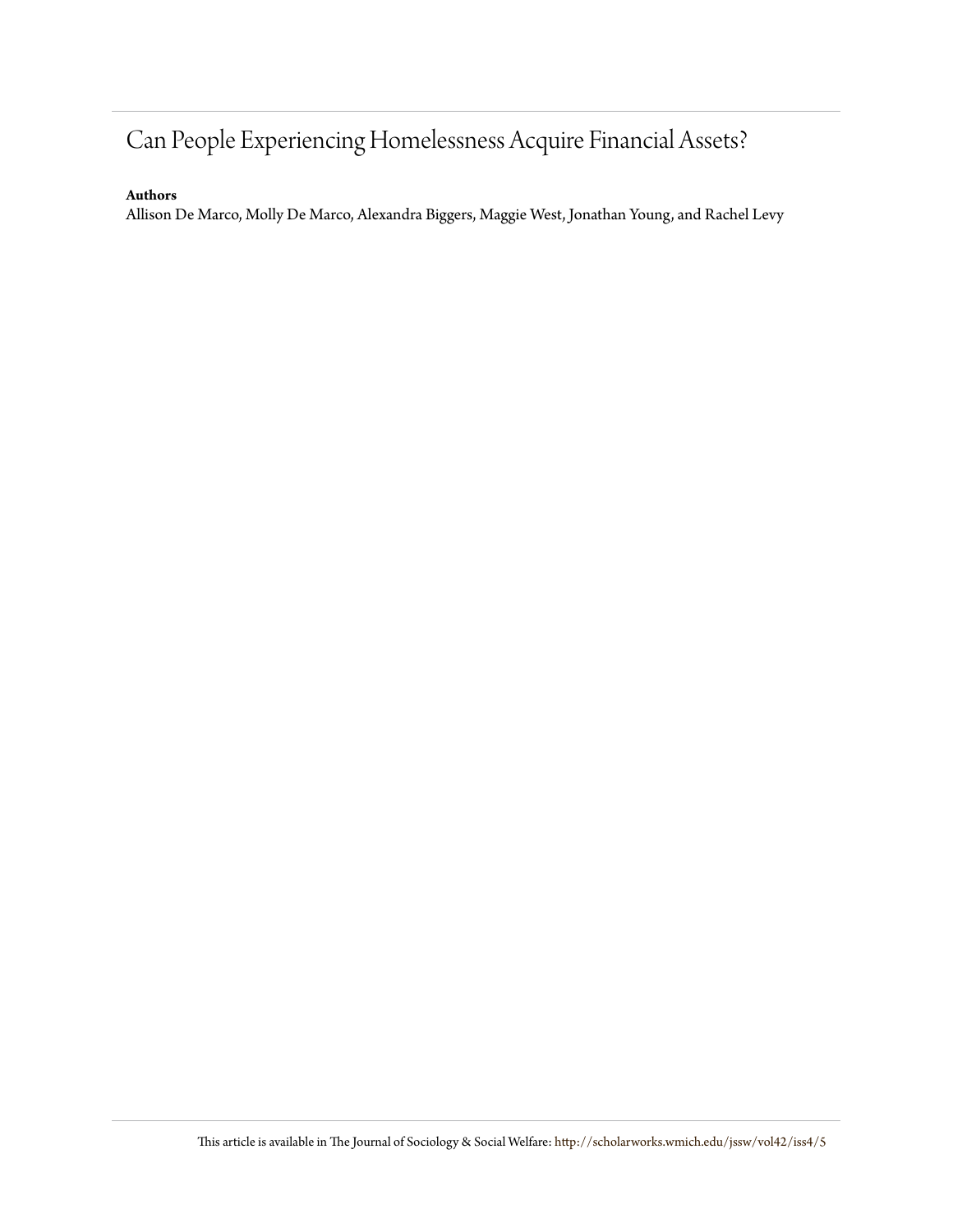# Can People Experiencing Homelessness Acquire Financial Assets?

**Authors**

Allison De Marco, Molly De Marco, Alexandra Biggers, Maggie West, Jonathan Young, and Rachel Levy

This article is available in The Journal of Sociology & Social Welfare: http://scholarworks.wmich.edu/jssw/vol42/iss4/5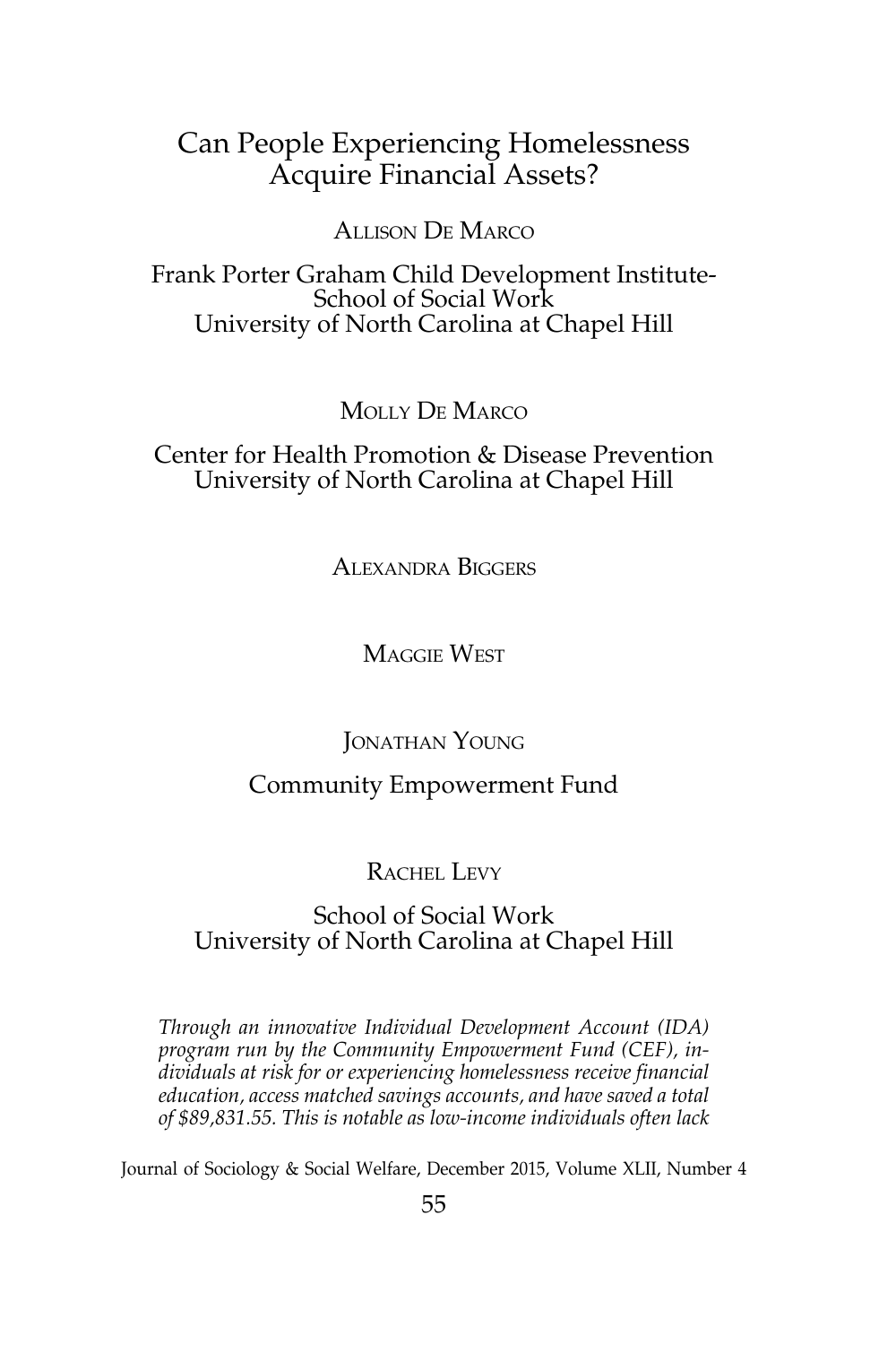# Can People Experiencing Homelessness Acquire Financial Assets?

ALLISON DE MARCO

Frank Porter Graham Child Development Institute-School of Social Work
University of North Carolina at Chapel Hill

MOLLY DE MARCO

Center for Health Promotion & Disease Prevention
University of North Carolina at Chapel Hill

ALEXANDRA BIGGERS

MAGGIE WEST

JONATHAN YOUNG

Community Empowerment Fund

RACHEL LEVY

School of Social Work
University of North Carolina at Chapel Hill

*Through an innovative Individual Development Account (IDA) program run by the Community Empowerment Fund (CEF), individuals at risk for or experiencing homelessness receive financial education, access matched savings accounts, and have saved a total of $89,831.55. This is notable as low-income individuals often lack*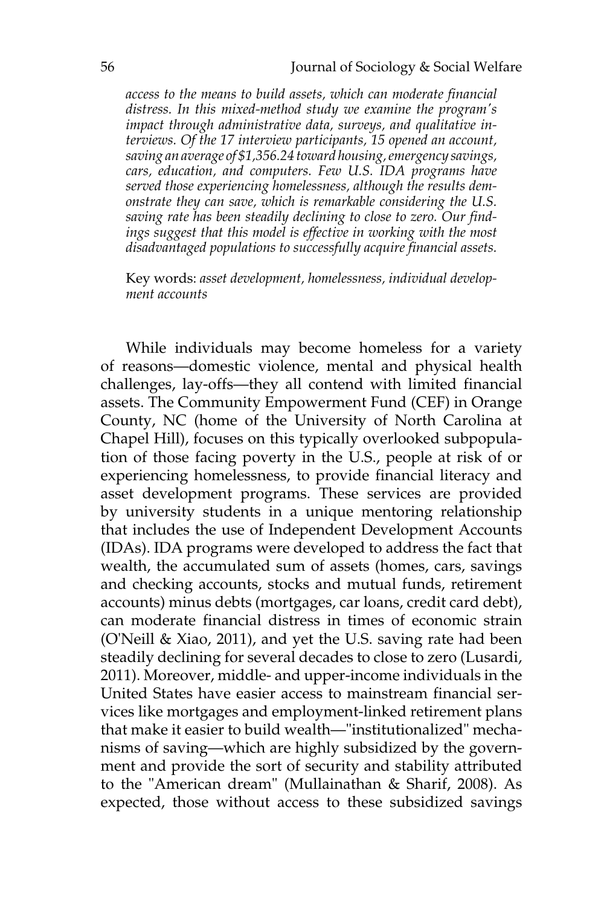*access to the means to build assets, which can moderate financial distress. In this mixed-method study we examine the program's impact through administrative data, surveys, and qualitative interviews. Of the 17 interview participants, 15 opened an account, saving an average of $1,356.24 toward housing, emergency savings, cars, education, and computers. Few U.S. IDA programs have served those experiencing homelessness, although the results demonstrate they can save, which is remarkable considering the U.S. saving rate has been steadily declining to close to zero. Our findings suggest that this model is effective in working with the most disadvantaged populations to successfully acquire financial assets.*

Key words: *asset development, homelessness, individual development accounts*

While individuals may become homeless for a variety of reasons—domestic violence, mental and physical health challenges, lay-offs—they all contend with limited financial assets. The Community Empowerment Fund (CEF) in Orange County, NC (home of the University of North Carolina at Chapel Hill), focuses on this typically overlooked subpopulation of those facing poverty in the U.S., people at risk of or experiencing homelessness, to provide financial literacy and asset development programs. These services are provided by university students in a unique mentoring relationship that includes the use of Independent Development Accounts (IDAs). IDA programs were developed to address the fact that wealth, the accumulated sum of assets (homes, cars, savings and checking accounts, stocks and mutual funds, retirement accounts) minus debts (mortgages, car loans, credit card debt), can moderate financial distress in times of economic strain (O'Neill & Xiao, 2011), and yet the U.S. saving rate had been steadily declining for several decades to close to zero (Lusardi, 2011). Moreover, middle- and upper-income individuals in the United States have easier access to mainstream financial services like mortgages and employment-linked retirement plans that make it easier to build wealth—"institutionalized" mechanisms of saving—which are highly subsidized by the government and provide the sort of security and stability attributed to the "American dream" (Mullainathan & Sharif, 2008). As expected, those without access to these subsidized savings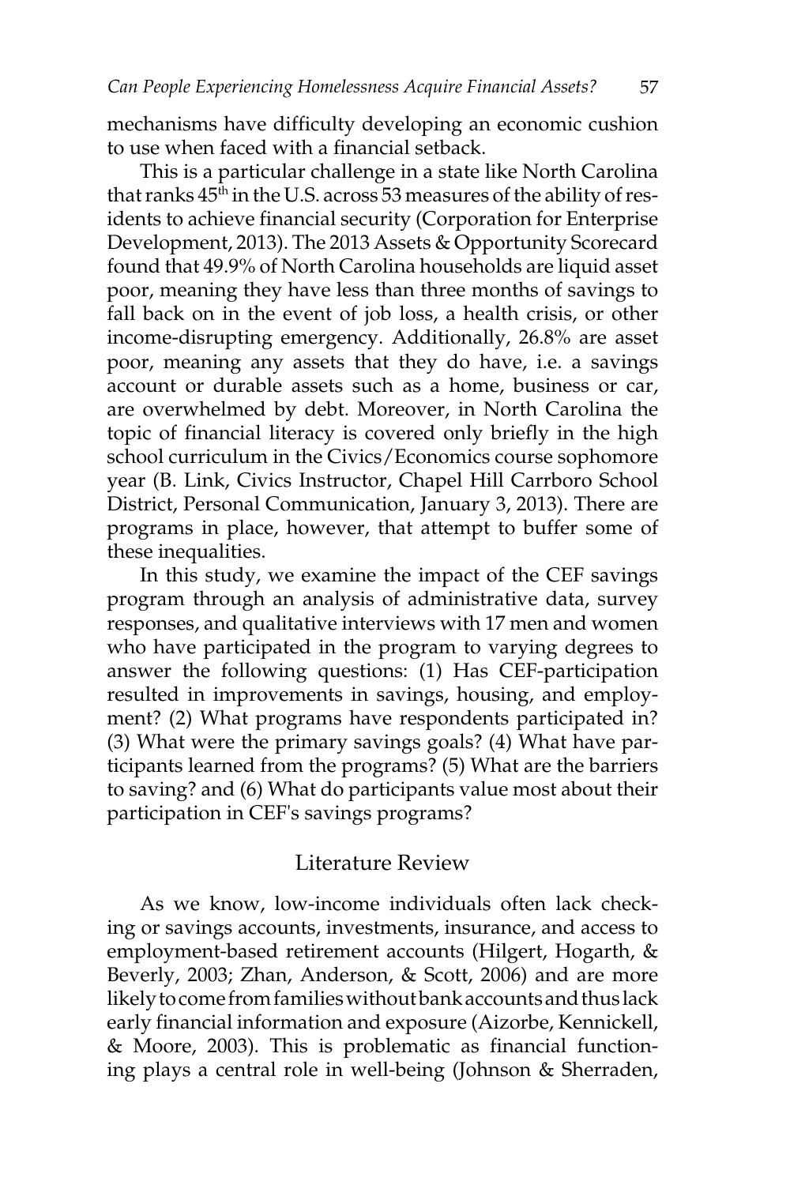mechanisms have difficulty developing an economic cushion to use when faced with a financial setback.

This is a particular challenge in a state like North Carolina that ranks 45th in the U.S. across 53 measures of the ability of residents to achieve financial security (Corporation for Enterprise Development, 2013). The 2013 Assets & Opportunity Scorecard found that 49.9% of North Carolina households are liquid asset poor, meaning they have less than three months of savings to fall back on in the event of job loss, a health crisis, or other income-disrupting emergency. Additionally, 26.8% are asset poor, meaning any assets that they do have, i.e. a savings account or durable assets such as a home, business or car, are overwhelmed by debt. Moreover, in North Carolina the topic of financial literacy is covered only briefly in the high school curriculum in the Civics/Economics course sophomore year (B. Link, Civics Instructor, Chapel Hill Carrboro School District, Personal Communication, January 3, 2013). There are programs in place, however, that attempt to buffer some of these inequalities.

In this study, we examine the impact of the CEF savings program through an analysis of administrative data, survey responses, and qualitative interviews with 17 men and women who have participated in the program to varying degrees to answer the following questions: (1) Has CEF-participation resulted in improvements in savings, housing, and employment? (2) What programs have respondents participated in? (3) What were the primary savings goals? (4) What have participants learned from the programs? (5) What are the barriers to saving? and (6) What do participants value most about their participation in CEF's savings programs?

## Literature Review

As we know, low-income individuals often lack checking or savings accounts, investments, insurance, and access to employment-based retirement accounts (Hilgert, Hogarth, & Beverly, 2003; Zhan, Anderson, & Scott, 2006) and are more likely to come from families without bank accounts and thus lack early financial information and exposure (Aizorbe, Kennickell, & Moore, 2003). This is problematic as financial functioning plays a central role in well-being (Johnson & Sherraden,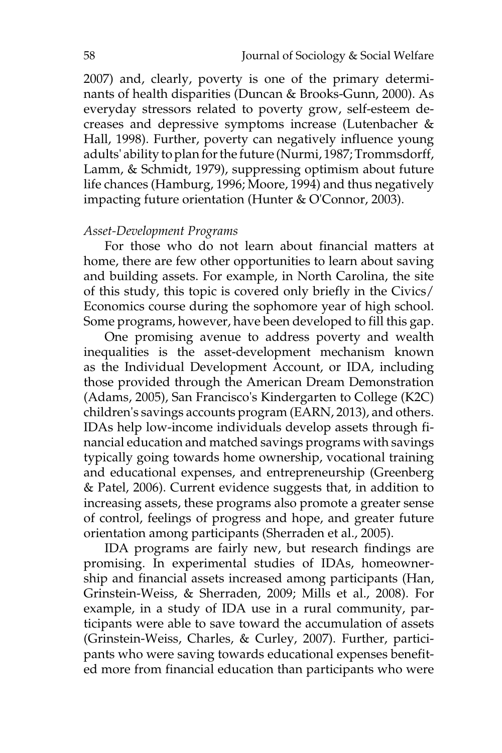2007) and, clearly, poverty is one of the primary determinants of health disparities (Duncan & Brooks-Gunn, 2000). As everyday stressors related to poverty grow, self-esteem decreases and depressive symptoms increase (Lutenbacher & Hall, 1998). Further, poverty can negatively influence young adults' ability to plan for the future (Nurmi, 1987; Trommsdorff, Lamm, & Schmidt, 1979), suppressing optimism about future life chances (Hamburg, 1996; Moore, 1994) and thus negatively impacting future orientation (Hunter & O'Connor, 2003).

*Asset-Development Programs*

For those who do not learn about financial matters at home, there are few other opportunities to learn about saving and building assets. For example, in North Carolina, the site of this study, this topic is covered only briefly in the Civics/ Economics course during the sophomore year of high school. Some programs, however, have been developed to fill this gap.

One promising avenue to address poverty and wealth inequalities is the asset-development mechanism known as the Individual Development Account, or IDA, including those provided through the American Dream Demonstration (Adams, 2005), San Francisco's Kindergarten to College (K2C) children's savings accounts program (EARN, 2013), and others. IDAs help low-income individuals develop assets through financial education and matched savings programs with savings typically going towards home ownership, vocational training and educational expenses, and entrepreneurship (Greenberg & Patel, 2006). Current evidence suggests that, in addition to increasing assets, these programs also promote a greater sense of control, feelings of progress and hope, and greater future orientation among participants (Sherraden et al., 2005).

IDA programs are fairly new, but research findings are promising. In experimental studies of IDAs, homeownership and financial assets increased among participants (Han, Grinstein-Weiss, & Sherraden, 2009; Mills et al., 2008). For example, in a study of IDA use in a rural community, participants were able to save toward the accumulation of assets (Grinstein-Weiss, Charles, & Curley, 2007). Further, participants who were saving towards educational expenses benefited more from financial education than participants who were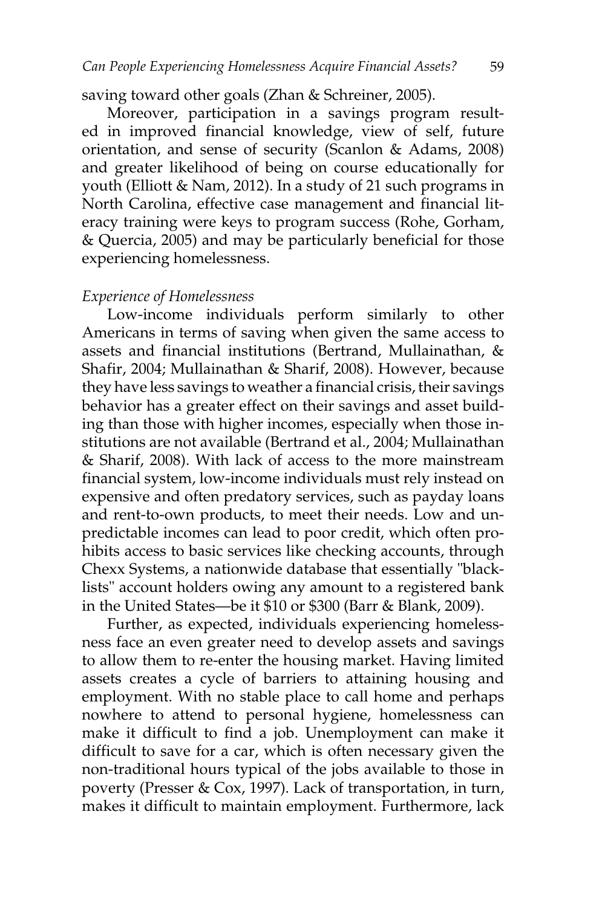saving toward other goals (Zhan & Schreiner, 2005).

Moreover, participation in a savings program resulted in improved financial knowledge, view of self, future orientation, and sense of security (Scanlon & Adams, 2008) and greater likelihood of being on course educationally for youth (Elliott & Nam, 2012). In a study of 21 such programs in North Carolina, effective case management and financial literacy training were keys to program success (Rohe, Gorham, & Quercia, 2005) and may be particularly beneficial for those experiencing homelessness.

*Experience of Homelessness*

Low-income individuals perform similarly to other Americans in terms of saving when given the same access to assets and financial institutions (Bertrand, Mullainathan, & Shafir, 2004; Mullainathan & Sharif, 2008). However, because they have less savings to weather a financial crisis, their savings behavior has a greater effect on their savings and asset building than those with higher incomes, especially when those institutions are not available (Bertrand et al., 2004; Mullainathan & Sharif, 2008). With lack of access to the more mainstream financial system, low-income individuals must rely instead on expensive and often predatory services, such as payday loans and rent-to-own products, to meet their needs. Low and unpredictable incomes can lead to poor credit, which often prohibits access to basic services like checking accounts, through Chexx Systems, a nationwide database that essentially "blacklists" account holders owing any amount to a registered bank in the United States—be it $10 or $300 (Barr & Blank, 2009).

Further, as expected, individuals experiencing homelessness face an even greater need to develop assets and savings to allow them to re-enter the housing market. Having limited assets creates a cycle of barriers to attaining housing and employment. With no stable place to call home and perhaps nowhere to attend to personal hygiene, homelessness can make it difficult to find a job. Unemployment can make it difficult to save for a car, which is often necessary given the non-traditional hours typical of the jobs available to those in poverty (Presser & Cox, 1997). Lack of transportation, in turn, makes it difficult to maintain employment. Furthermore, lack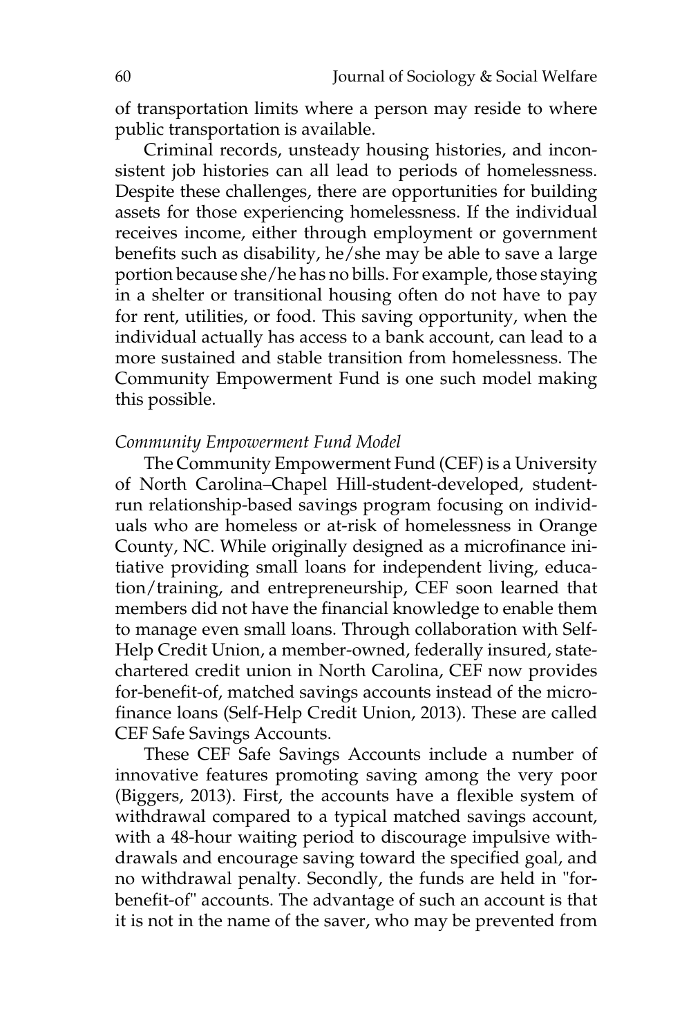of transportation limits where a person may reside to where public transportation is available.

Criminal records, unsteady housing histories, and inconsistent job histories can all lead to periods of homelessness. Despite these challenges, there are opportunities for building assets for those experiencing homelessness. If the individual receives income, either through employment or government benefits such as disability, he/she may be able to save a large portion because she/he has no bills. For example, those staying in a shelter or transitional housing often do not have to pay for rent, utilities, or food. This saving opportunity, when the individual actually has access to a bank account, can lead to a more sustained and stable transition from homelessness. The Community Empowerment Fund is one such model making this possible.

*Community Empowerment Fund Model*

The Community Empowerment Fund (CEF) is a University of North Carolina–Chapel Hill-student-developed, student-run relationship-based savings program focusing on individuals who are homeless or at-risk of homelessness in Orange County, NC. While originally designed as a microfinance initiative providing small loans for independent living, education/training, and entrepreneurship, CEF soon learned that members did not have the financial knowledge to enable them to manage even small loans. Through collaboration with Self-Help Credit Union, a member-owned, federally insured, state-chartered credit union in North Carolina, CEF now provides for-benefit-of, matched savings accounts instead of the microfinance loans (Self-Help Credit Union, 2013). These are called CEF Safe Savings Accounts.

These CEF Safe Savings Accounts include a number of innovative features promoting saving among the very poor (Biggers, 2013). First, the accounts have a flexible system of withdrawal compared to a typical matched savings account, with a 48-hour waiting period to discourage impulsive withdrawals and encourage saving toward the specified goal, and no withdrawal penalty. Secondly, the funds are held in "for-benefit-of" accounts. The advantage of such an account is that it is not in the name of the saver, who may be prevented from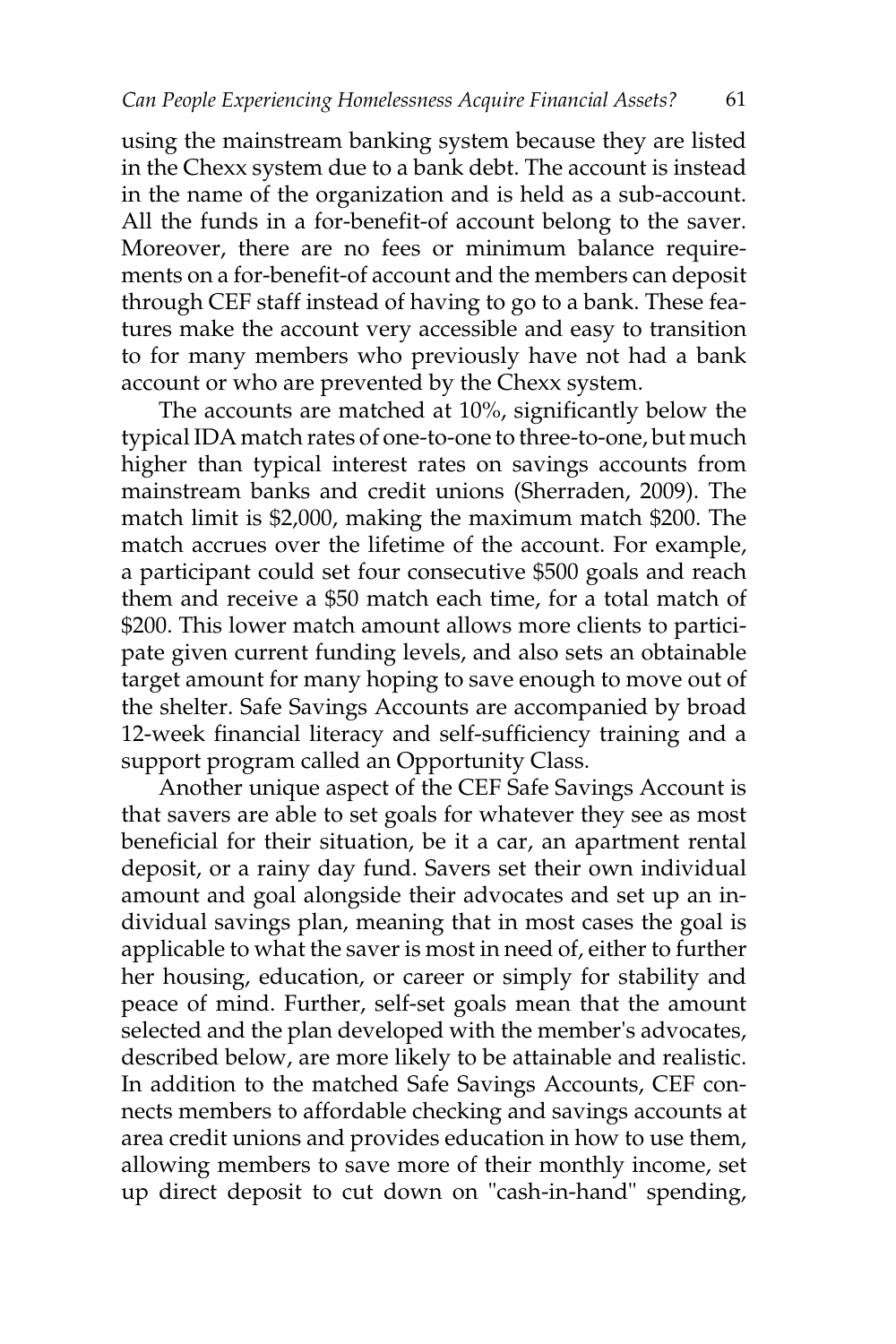using the mainstream banking system because they are listed in the Chexx system due to a bank debt. The account is instead in the name of the organization and is held as a sub-account. All the funds in a for-benefit-of account belong to the saver. Moreover, there are no fees or minimum balance requirements on a for-benefit-of account and the members can deposit through CEF staff instead of having to go to a bank. These features make the account very accessible and easy to transition to for many members who previously have not had a bank account or who are prevented by the Chexx system.

The accounts are matched at 10%, significantly below the typical IDA match rates of one-to-one to three-to-one, but much higher than typical interest rates on savings accounts from mainstream banks and credit unions (Sherraden, 2009). The match limit is $2,000, making the maximum match $200. The match accrues over the lifetime of the account. For example, a participant could set four consecutive $500 goals and reach them and receive a $50 match each time, for a total match of $200. This lower match amount allows more clients to participate given current funding levels, and also sets an obtainable target amount for many hoping to save enough to move out of the shelter. Safe Savings Accounts are accompanied by broad 12-week financial literacy and self-sufficiency training and a support program called an Opportunity Class.

Another unique aspect of the CEF Safe Savings Account is that savers are able to set goals for whatever they see as most beneficial for their situation, be it a car, an apartment rental deposit, or a rainy day fund. Savers set their own individual amount and goal alongside their advocates and set up an individual savings plan, meaning that in most cases the goal is applicable to what the saver is most in need of, either to further her housing, education, or career or simply for stability and peace of mind. Further, self-set goals mean that the amount selected and the plan developed with the member's advocates, described below, are more likely to be attainable and realistic. In addition to the matched Safe Savings Accounts, CEF connects members to affordable checking and savings accounts at area credit unions and provides education in how to use them, allowing members to save more of their monthly income, set up direct deposit to cut down on "cash-in-hand" spending,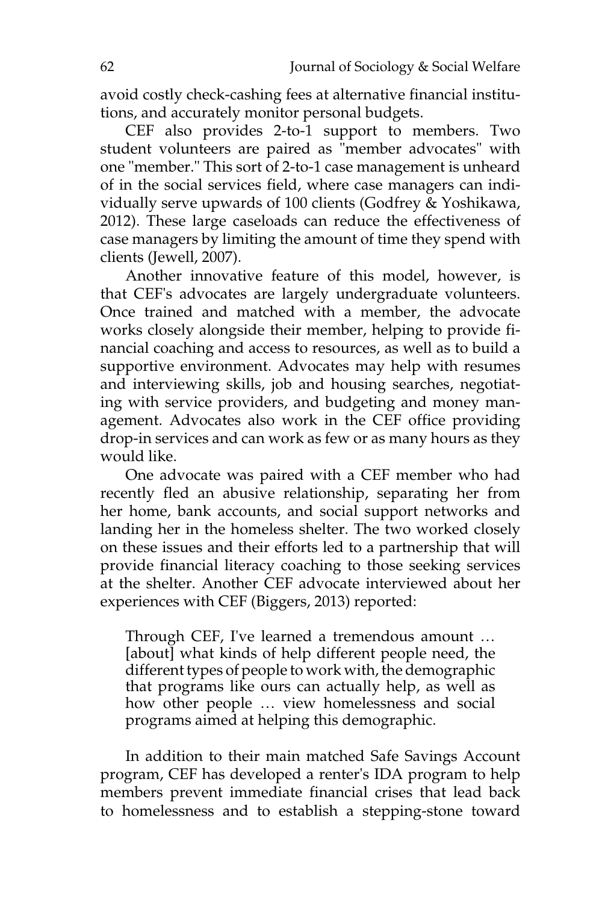avoid costly check-cashing fees at alternative financial institutions, and accurately monitor personal budgets.

CEF also provides 2-to-1 support to members. Two student volunteers are paired as "member advocates" with one "member." This sort of 2-to-1 case management is unheard of in the social services field, where case managers can individually serve upwards of 100 clients (Godfrey & Yoshikawa, 2012). These large caseloads can reduce the effectiveness of case managers by limiting the amount of time they spend with clients (Jewell, 2007).

Another innovative feature of this model, however, is that CEF's advocates are largely undergraduate volunteers. Once trained and matched with a member, the advocate works closely alongside their member, helping to provide financial coaching and access to resources, as well as to build a supportive environment. Advocates may help with resumes and interviewing skills, job and housing searches, negotiating with service providers, and budgeting and money management. Advocates also work in the CEF office providing drop-in services and can work as few or as many hours as they would like.

One advocate was paired with a CEF member who had recently fled an abusive relationship, separating her from her home, bank accounts, and social support networks and landing her in the homeless shelter. The two worked closely on these issues and their efforts led to a partnership that will provide financial literacy coaching to those seeking services at the shelter. Another CEF advocate interviewed about her experiences with CEF (Biggers, 2013) reported:

> Through CEF, I've learned a tremendous amount … [about] what kinds of help different people need, the different types of people to work with, the demographic that programs like ours can actually help, as well as how other people … view homelessness and social programs aimed at helping this demographic.

In addition to their main matched Safe Savings Account program, CEF has developed a renter's IDA program to help members prevent immediate financial crises that lead back to homelessness and to establish a stepping-stone toward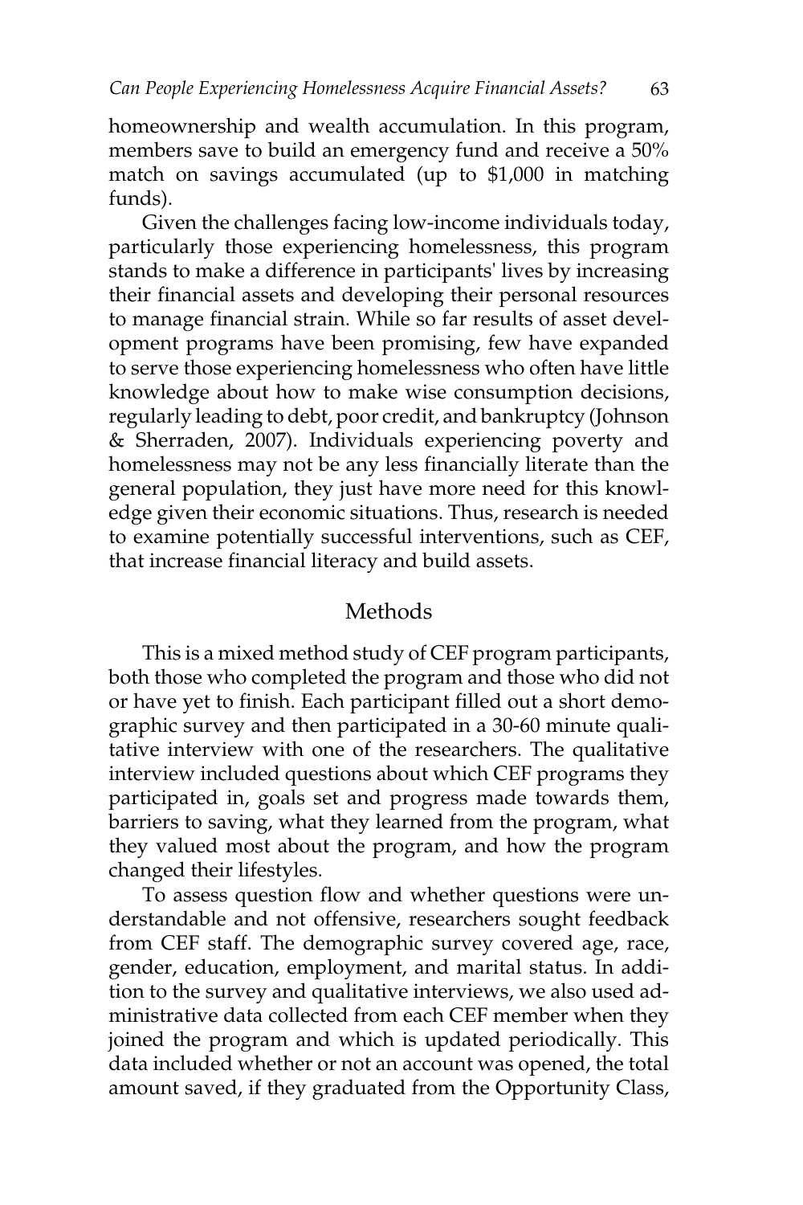homeownership and wealth accumulation. In this program, members save to build an emergency fund and receive a 50% match on savings accumulated (up to $1,000 in matching funds).

Given the challenges facing low-income individuals today, particularly those experiencing homelessness, this program stands to make a difference in participants' lives by increasing their financial assets and developing their personal resources to manage financial strain. While so far results of asset development programs have been promising, few have expanded to serve those experiencing homelessness who often have little knowledge about how to make wise consumption decisions, regularly leading to debt, poor credit, and bankruptcy (Johnson & Sherraden, 2007). Individuals experiencing poverty and homelessness may not be any less financially literate than the general population, they just have more need for this knowledge given their economic situations. Thus, research is needed to examine potentially successful interventions, such as CEF, that increase financial literacy and build assets.

## Methods

This is a mixed method study of CEF program participants, both those who completed the program and those who did not or have yet to finish. Each participant filled out a short demographic survey and then participated in a 30-60 minute qualitative interview with one of the researchers. The qualitative interview included questions about which CEF programs they participated in, goals set and progress made towards them, barriers to saving, what they learned from the program, what they valued most about the program, and how the program changed their lifestyles.

To assess question flow and whether questions were understandable and not offensive, researchers sought feedback from CEF staff. The demographic survey covered age, race, gender, education, employment, and marital status. In addition to the survey and qualitative interviews, we also used administrative data collected from each CEF member when they joined the program and which is updated periodically. This data included whether or not an account was opened, the total amount saved, if they graduated from the Opportunity Class,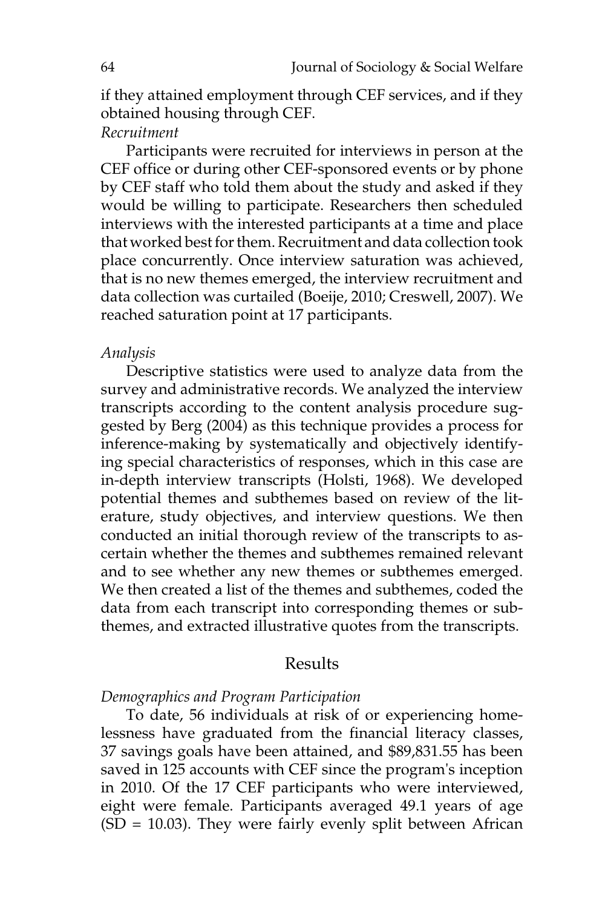if they attained employment through CEF services, and if they obtained housing through CEF.

*Recruitment*

Participants were recruited for interviews in person at the CEF office or during other CEF-sponsored events or by phone by CEF staff who told them about the study and asked if they would be willing to participate. Researchers then scheduled interviews with the interested participants at a time and place that worked best for them. Recruitment and data collection took place concurrently. Once interview saturation was achieved, that is no new themes emerged, the interview recruitment and data collection was curtailed (Boeije, 2010; Creswell, 2007). We reached saturation point at 17 participants.

*Analysis*

Descriptive statistics were used to analyze data from the survey and administrative records. We analyzed the interview transcripts according to the content analysis procedure suggested by Berg (2004) as this technique provides a process for inference-making by systematically and objectively identifying special characteristics of responses, which in this case are in-depth interview transcripts (Holsti, 1968). We developed potential themes and subthemes based on review of the literature, study objectives, and interview questions. We then conducted an initial thorough review of the transcripts to ascertain whether the themes and subthemes remained relevant and to see whether any new themes or subthemes emerged. We then created a list of the themes and subthemes, coded the data from each transcript into corresponding themes or subthemes, and extracted illustrative quotes from the transcripts.

## Results

*Demographics and Program Participation*

To date, 56 individuals at risk of or experiencing homelessness have graduated from the financial literacy classes, 37 savings goals have been attained, and $89,831.55 has been saved in 125 accounts with CEF since the program's inception in 2010. Of the 17 CEF participants who were interviewed, eight were female. Participants averaged 49.1 years of age (SD = 10.03). They were fairly evenly split between African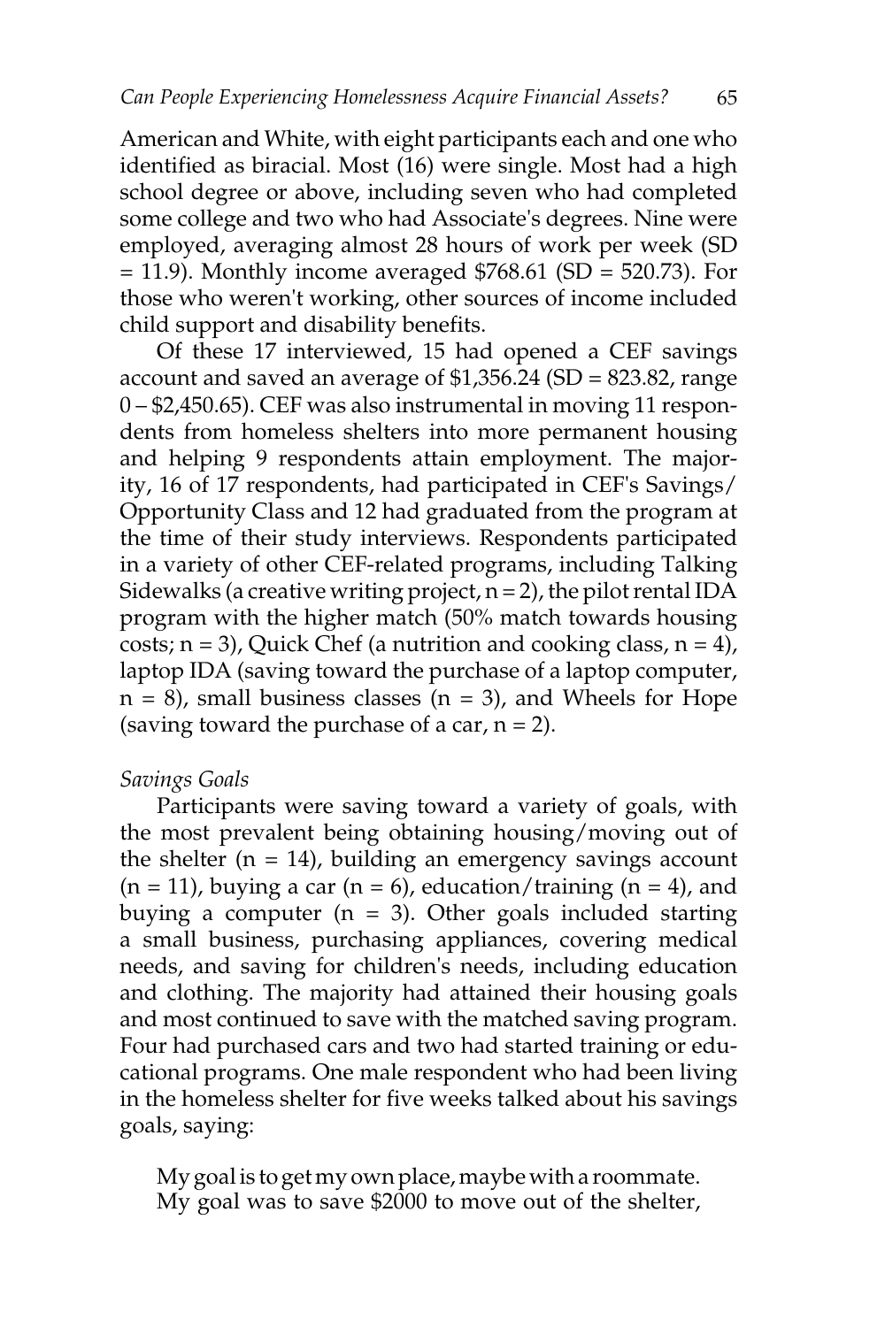American and White, with eight participants each and one who identified as biracial. Most (16) were single. Most had a high school degree or above, including seven who had completed some college and two who had Associate's degrees. Nine were employed, averaging almost 28 hours of work per week (SD = 11.9). Monthly income averaged $768.61 (SD = 520.73). For those who weren't working, other sources of income included child support and disability benefits.

Of these 17 interviewed, 15 had opened a CEF savings account and saved an average of $1,356.24 (SD = 823.82, range 0 – $2,450.65). CEF was also instrumental in moving 11 respondents from homeless shelters into more permanent housing and helping 9 respondents attain employment. The majority, 16 of 17 respondents, had participated in CEF's Savings/Opportunity Class and 12 had graduated from the program at the time of their study interviews. Respondents participated in a variety of other CEF-related programs, including Talking Sidewalks (a creative writing project, n = 2), the pilot rental IDA program with the higher match (50% match towards housing costs; n = 3), Quick Chef (a nutrition and cooking class, n = 4), laptop IDA (saving toward the purchase of a laptop computer, n = 8), small business classes (n = 3), and Wheels for Hope (saving toward the purchase of a car, n = 2).

*Savings Goals*

Participants were saving toward a variety of goals, with the most prevalent being obtaining housing/moving out of the shelter (n = 14), building an emergency savings account (n = 11), buying a car (n = 6), education/training (n = 4), and buying a computer (n = 3). Other goals included starting a small business, purchasing appliances, covering medical needs, and saving for children's needs, including education and clothing. The majority had attained their housing goals and most continued to save with the matched saving program. Four had purchased cars and two had started training or educational programs. One male respondent who had been living in the homeless shelter for five weeks talked about his savings goals, saying:

> My goal is to get my own place, maybe with a roommate. My goal was to save $2000 to move out of the shelter,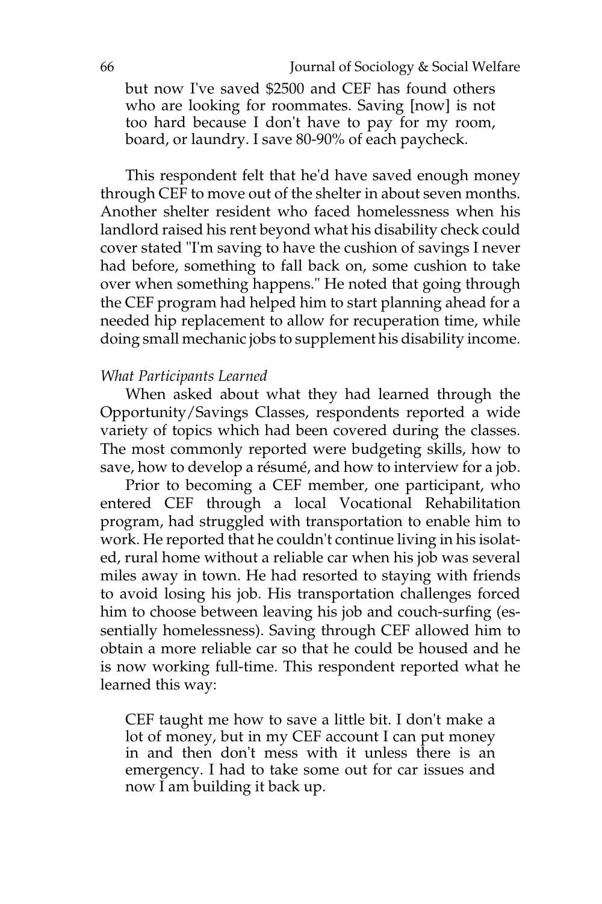> but now I've saved $2500 and CEF has found others who are looking for roommates. Saving [now] is not too hard because I don't have to pay for my room, board, or laundry. I save 80-90% of each paycheck.

This respondent felt that he'd have saved enough money through CEF to move out of the shelter in about seven months. Another shelter resident who faced homelessness when his landlord raised his rent beyond what his disability check could cover stated "I'm saving to have the cushion of savings I never had before, something to fall back on, some cushion to take over when something happens." He noted that going through the CEF program had helped him to start planning ahead for a needed hip replacement to allow for recuperation time, while doing small mechanic jobs to supplement his disability income.

*What Participants Learned*

When asked about what they had learned through the Opportunity/Savings Classes, respondents reported a wide variety of topics which had been covered during the classes. The most commonly reported were budgeting skills, how to save, how to develop a résumé, and how to interview for a job.

Prior to becoming a CEF member, one participant, who entered CEF through a local Vocational Rehabilitation program, had struggled with transportation to enable him to work. He reported that he couldn't continue living in his isolated, rural home without a reliable car when his job was several miles away in town. He had resorted to staying with friends to avoid losing his job. His transportation challenges forced him to choose between leaving his job and couch-surfing (essentially homelessness). Saving through CEF allowed him to obtain a more reliable car so that he could be housed and he is now working full-time. This respondent reported what he learned this way:

> CEF taught me how to save a little bit. I don't make a lot of money, but in my CEF account I can put money in and then don't mess with it unless there is an emergency. I had to take some out for car issues and now I am building it back up.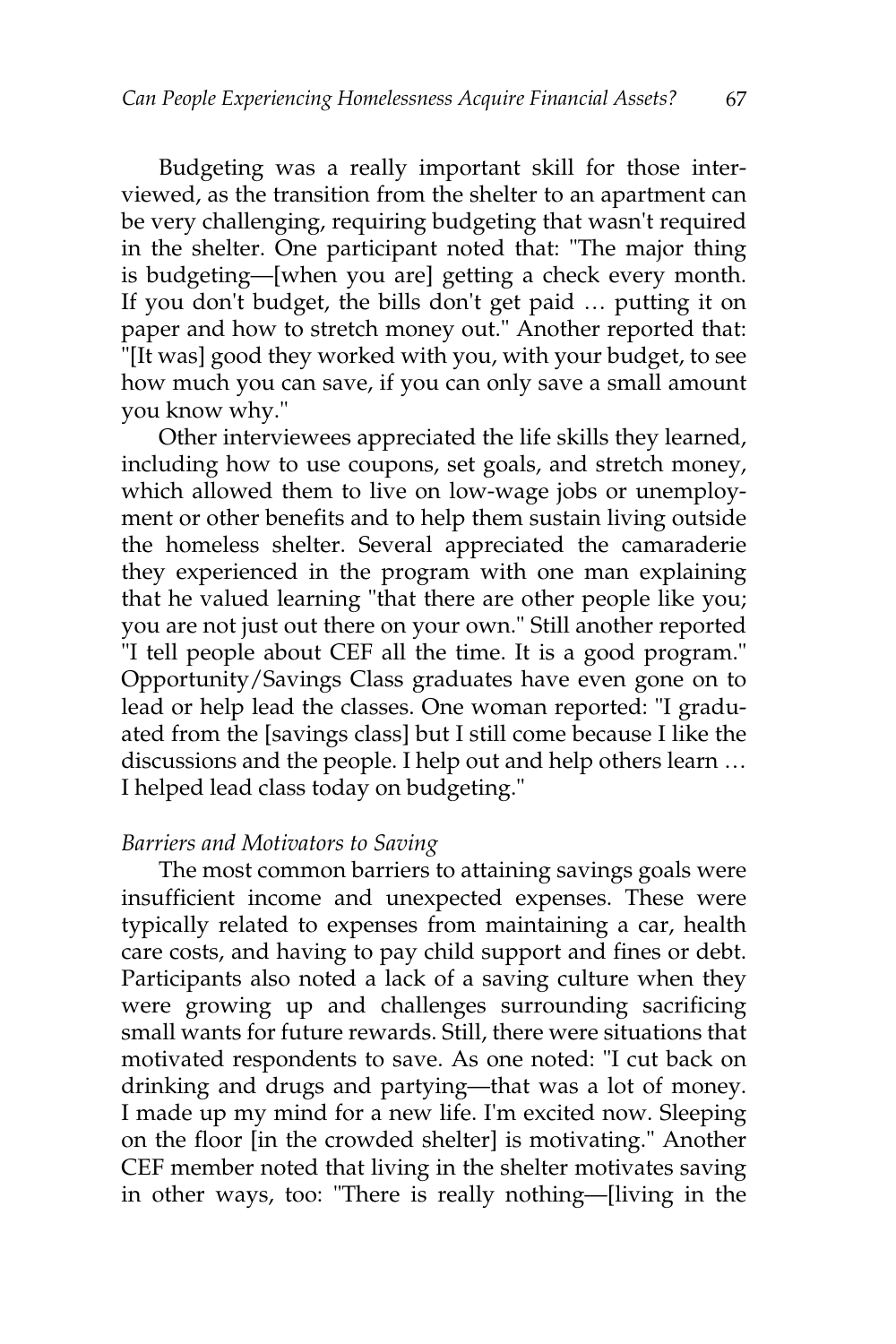Budgeting was a really important skill for those interviewed, as the transition from the shelter to an apartment can be very challenging, requiring budgeting that wasn't required in the shelter. One participant noted that: "The major thing is budgeting—[when you are] getting a check every month. If you don't budget, the bills don't get paid … putting it on paper and how to stretch money out." Another reported that: "[It was] good they worked with you, with your budget, to see how much you can save, if you can only save a small amount you know why."

Other interviewees appreciated the life skills they learned, including how to use coupons, set goals, and stretch money, which allowed them to live on low-wage jobs or unemployment or other benefits and to help them sustain living outside the homeless shelter. Several appreciated the camaraderie they experienced in the program with one man explaining that he valued learning "that there are other people like you; you are not just out there on your own." Still another reported "I tell people about CEF all the time. It is a good program." Opportunity/Savings Class graduates have even gone on to lead or help lead the classes. One woman reported: "I graduated from the [savings class] but I still come because I like the discussions and the people. I help out and help others learn … I helped lead class today on budgeting."

*Barriers and Motivators to Saving*

The most common barriers to attaining savings goals were insufficient income and unexpected expenses. These were typically related to expenses from maintaining a car, health care costs, and having to pay child support and fines or debt. Participants also noted a lack of a saving culture when they were growing up and challenges surrounding sacrificing small wants for future rewards. Still, there were situations that motivated respondents to save. As one noted: "I cut back on drinking and drugs and partying—that was a lot of money. I made up my mind for a new life. I'm excited now. Sleeping on the floor [in the crowded shelter] is motivating." Another CEF member noted that living in the shelter motivates saving in other ways, too: "There is really nothing—[living in the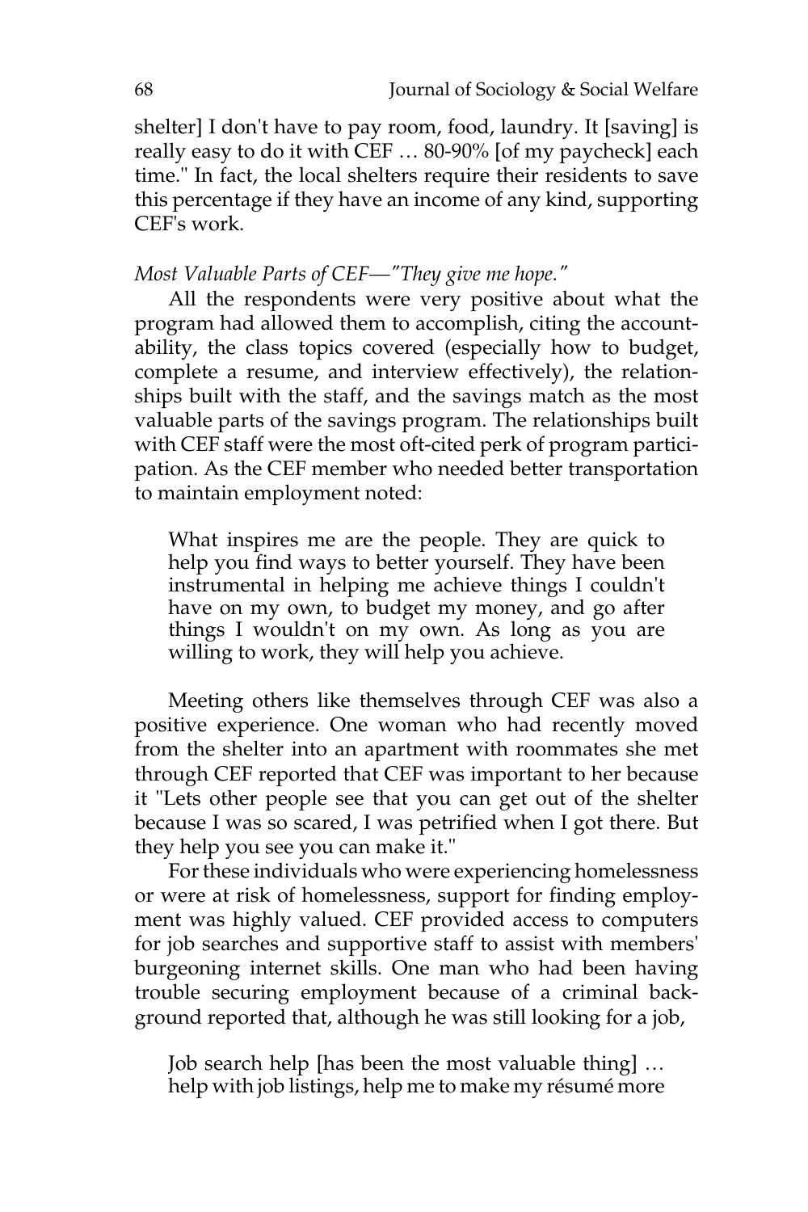shelter] I don't have to pay room, food, laundry. It [saving] is really easy to do it with CEF … 80-90% [of my paycheck] each time." In fact, the local shelters require their residents to save this percentage if they have an income of any kind, supporting CEF's work.

*Most Valuable Parts of CEF—"They give me hope."*

All the respondents were very positive about what the program had allowed them to accomplish, citing the accountability, the class topics covered (especially how to budget, complete a resume, and interview effectively), the relationships built with the staff, and the savings match as the most valuable parts of the savings program. The relationships built with CEF staff were the most oft-cited perk of program participation. As the CEF member who needed better transportation to maintain employment noted:

> What inspires me are the people. They are quick to help you find ways to better yourself. They have been instrumental in helping me achieve things I couldn't have on my own, to budget my money, and go after things I wouldn't on my own. As long as you are willing to work, they will help you achieve.

Meeting others like themselves through CEF was also a positive experience. One woman who had recently moved from the shelter into an apartment with roommates she met through CEF reported that CEF was important to her because it "Lets other people see that you can get out of the shelter because I was so scared, I was petrified when I got there. But they help you see you can make it."

For these individuals who were experiencing homelessness or were at risk of homelessness, support for finding employment was highly valued. CEF provided access to computers for job searches and supportive staff to assist with members' burgeoning internet skills. One man who had been having trouble securing employment because of a criminal background reported that, although he was still looking for a job,

> Job search help [has been the most valuable thing] … help with job listings, help me to make my résumé more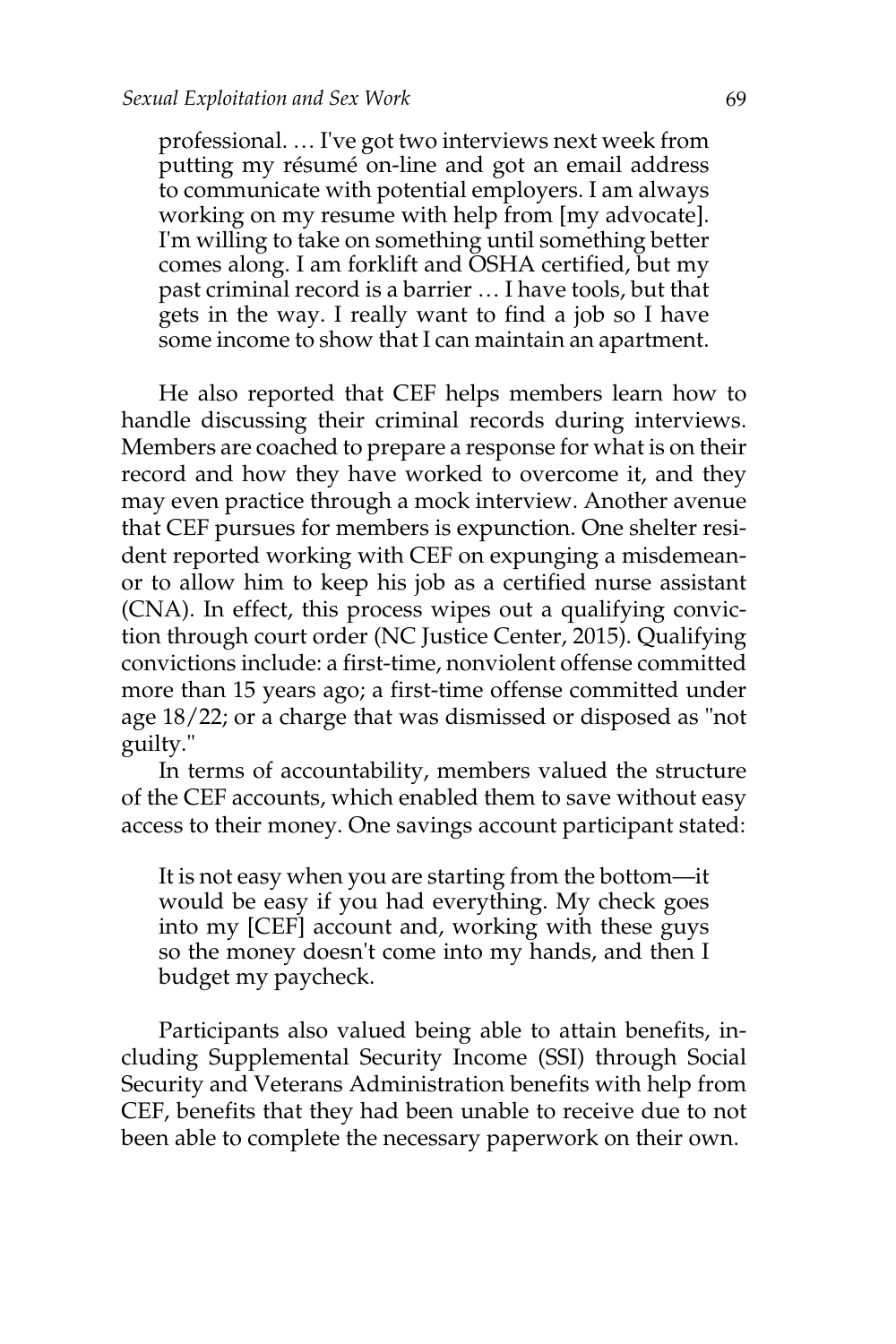> professional. … I've got two interviews next week from putting my résumé on-line and got an email address to communicate with potential employers. I am always working on my resume with help from [my advocate]. I'm willing to take on something until something better comes along. I am forklift and OSHA certified, but my past criminal record is a barrier … I have tools, but that gets in the way. I really want to find a job so I have some income to show that I can maintain an apartment.

He also reported that CEF helps members learn how to handle discussing their criminal records during interviews. Members are coached to prepare a response for what is on their record and how they have worked to overcome it, and they may even practice through a mock interview. Another avenue that CEF pursues for members is expunction. One shelter resident reported working with CEF on expunging a misdemeanor to allow him to keep his job as a certified nurse assistant (CNA). In effect, this process wipes out a qualifying conviction through court order (NC Justice Center, 2015). Qualifying convictions include: a first-time, nonviolent offense committed more than 15 years ago; a first-time offense committed under age 18/22; or a charge that was dismissed or disposed as "not guilty."

In terms of accountability, members valued the structure of the CEF accounts, which enabled them to save without easy access to their money. One savings account participant stated:

> It is not easy when you are starting from the bottom—it would be easy if you had everything. My check goes into my [CEF] account and, working with these guys so the money doesn't come into my hands, and then I budget my paycheck.

Participants also valued being able to attain benefits, including Supplemental Security Income (SSI) through Social Security and Veterans Administration benefits with help from CEF, benefits that they had been unable to receive due to not been able to complete the necessary paperwork on their own.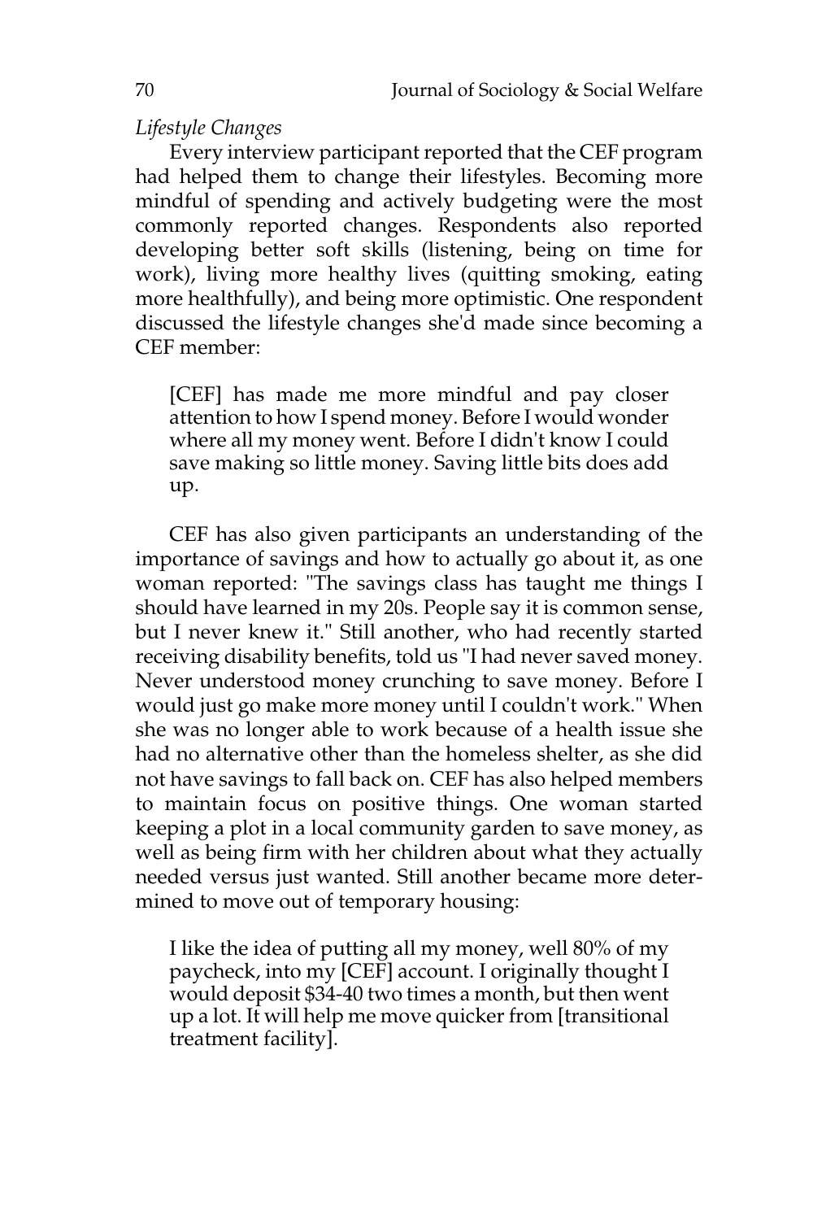*Lifestyle Changes*

Every interview participant reported that the CEF program had helped them to change their lifestyles. Becoming more mindful of spending and actively budgeting were the most commonly reported changes. Respondents also reported developing better soft skills (listening, being on time for work), living more healthy lives (quitting smoking, eating more healthfully), and being more optimistic. One respondent discussed the lifestyle changes she'd made since becoming a CEF member:

> [CEF] has made me more mindful and pay closer attention to how I spend money. Before I would wonder where all my money went. Before I didn't know I could save making so little money. Saving little bits does add up.

CEF has also given participants an understanding of the importance of savings and how to actually go about it, as one woman reported: "The savings class has taught me things I should have learned in my 20s. People say it is common sense, but I never knew it." Still another, who had recently started receiving disability benefits, told us "I had never saved money. Never understood money crunching to save money. Before I would just go make more money until I couldn't work." When she was no longer able to work because of a health issue she had no alternative other than the homeless shelter, as she did not have savings to fall back on. CEF has also helped members to maintain focus on positive things. One woman started keeping a plot in a local community garden to save money, as well as being firm with her children about what they actually needed versus just wanted. Still another became more determined to move out of temporary housing:

> I like the idea of putting all my money, well 80% of my paycheck, into my [CEF] account. I originally thought I would deposit $34-40 two times a month, but then went up a lot. It will help me move quicker from [transitional treatment facility].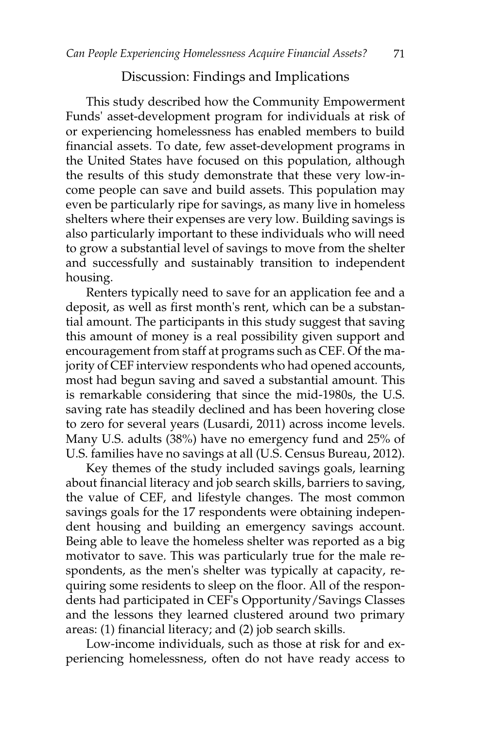## Discussion: Findings and Implications

This study described how the Community Empowerment Funds' asset-development program for individuals at risk of or experiencing homelessness has enabled members to build financial assets. To date, few asset-development programs in the United States have focused on this population, although the results of this study demonstrate that these very low-income people can save and build assets. This population may even be particularly ripe for savings, as many live in homeless shelters where their expenses are very low. Building savings is also particularly important to these individuals who will need to grow a substantial level of savings to move from the shelter and successfully and sustainably transition to independent housing.

Renters typically need to save for an application fee and a deposit, as well as first month's rent, which can be a substantial amount. The participants in this study suggest that saving this amount of money is a real possibility given support and encouragement from staff at programs such as CEF. Of the majority of CEF interview respondents who had opened accounts, most had begun saving and saved a substantial amount. This is remarkable considering that since the mid-1980s, the U.S. saving rate has steadily declined and has been hovering close to zero for several years (Lusardi, 2011) across income levels. Many U.S. adults (38%) have no emergency fund and 25% of U.S. families have no savings at all (U.S. Census Bureau, 2012).

Key themes of the study included savings goals, learning about financial literacy and job search skills, barriers to saving, the value of CEF, and lifestyle changes. The most common savings goals for the 17 respondents were obtaining independent housing and building an emergency savings account. Being able to leave the homeless shelter was reported as a big motivator to save. This was particularly true for the male respondents, as the men's shelter was typically at capacity, requiring some residents to sleep on the floor. All of the respondents had participated in CEF's Opportunity/Savings Classes and the lessons they learned clustered around two primary areas: (1) financial literacy; and (2) job search skills.

Low-income individuals, such as those at risk for and experiencing homelessness, often do not have ready access to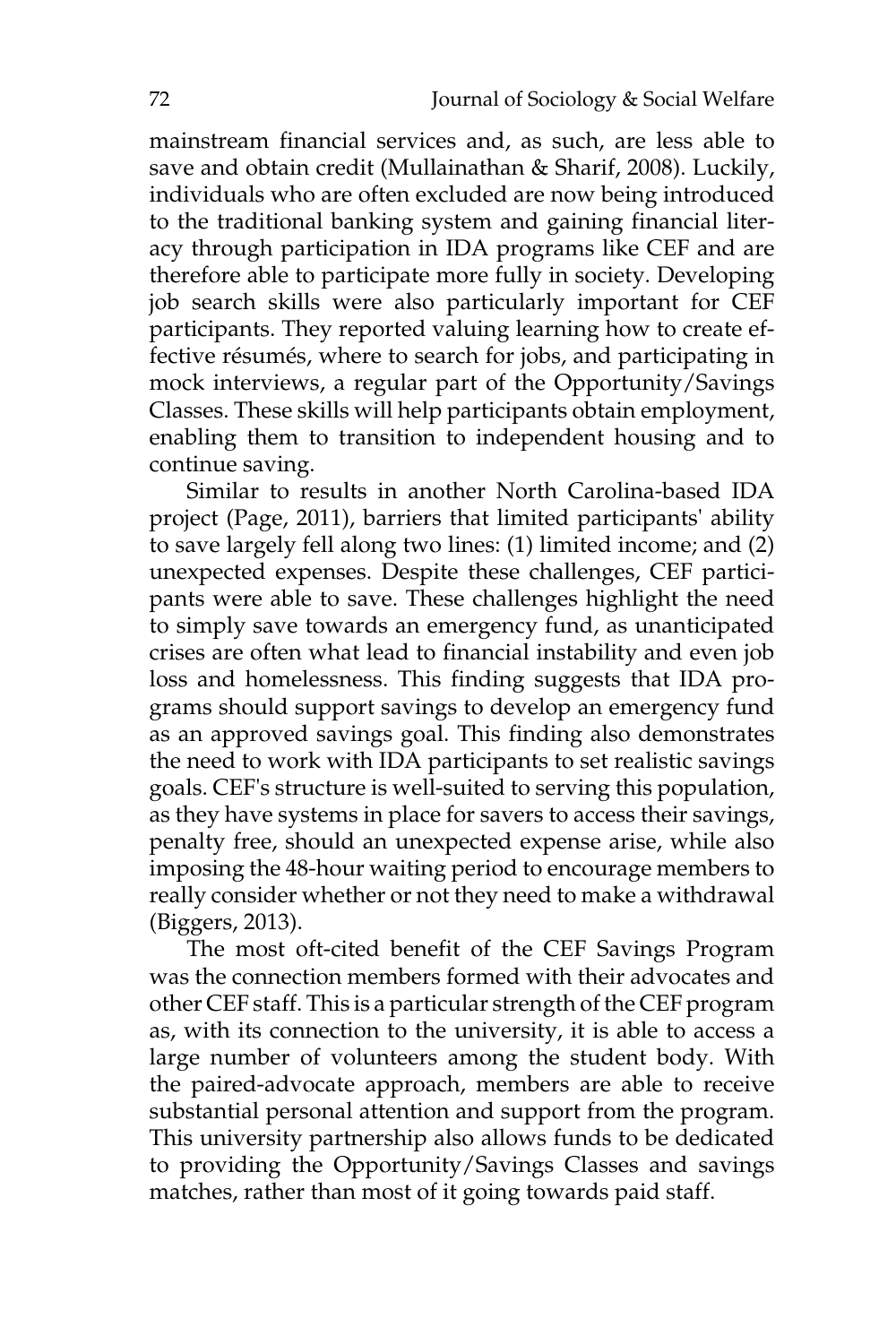mainstream financial services and, as such, are less able to save and obtain credit (Mullainathan & Sharif, 2008). Luckily, individuals who are often excluded are now being introduced to the traditional banking system and gaining financial literacy through participation in IDA programs like CEF and are therefore able to participate more fully in society. Developing job search skills were also particularly important for CEF participants. They reported valuing learning how to create effective résumés, where to search for jobs, and participating in mock interviews, a regular part of the Opportunity/Savings Classes. These skills will help participants obtain employment, enabling them to transition to independent housing and to continue saving.

Similar to results in another North Carolina-based IDA project (Page, 2011), barriers that limited participants' ability to save largely fell along two lines: (1) limited income; and (2) unexpected expenses. Despite these challenges, CEF participants were able to save. These challenges highlight the need to simply save towards an emergency fund, as unanticipated crises are often what lead to financial instability and even job loss and homelessness. This finding suggests that IDA programs should support savings to develop an emergency fund as an approved savings goal. This finding also demonstrates the need to work with IDA participants to set realistic savings goals. CEF's structure is well-suited to serving this population, as they have systems in place for savers to access their savings, penalty free, should an unexpected expense arise, while also imposing the 48-hour waiting period to encourage members to really consider whether or not they need to make a withdrawal (Biggers, 2013).

The most oft-cited benefit of the CEF Savings Program was the connection members formed with their advocates and other CEF staff. This is a particular strength of the CEF program as, with its connection to the university, it is able to access a large number of volunteers among the student body. With the paired-advocate approach, members are able to receive substantial personal attention and support from the program. This university partnership also allows funds to be dedicated to providing the Opportunity/Savings Classes and savings matches, rather than most of it going towards paid staff.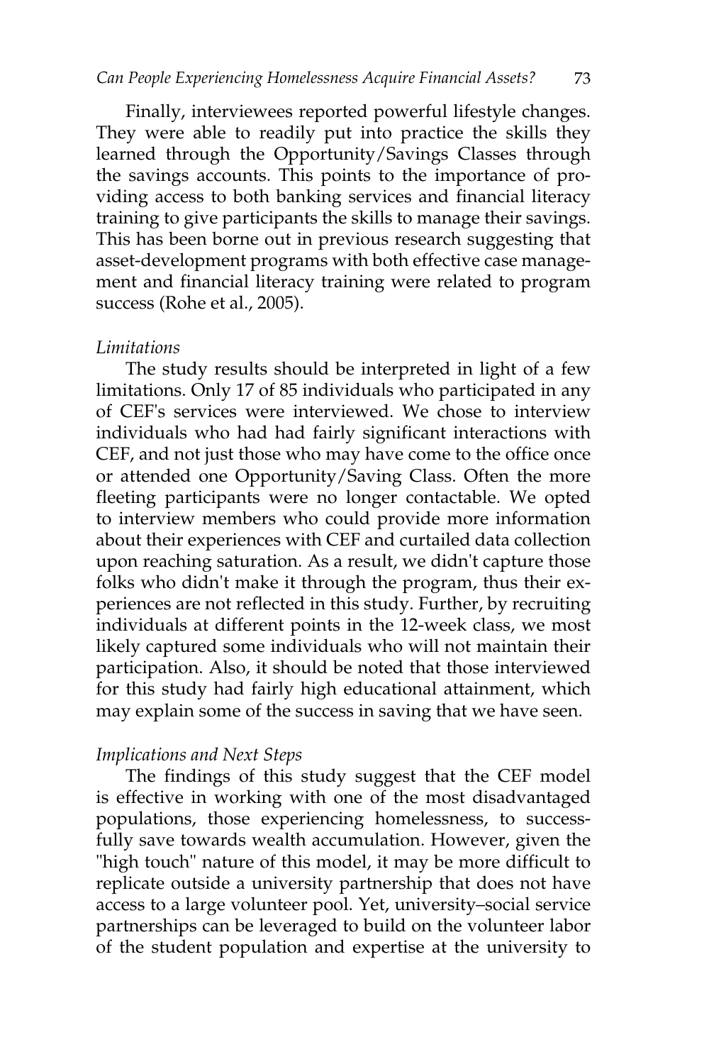Finally, interviewees reported powerful lifestyle changes. They were able to readily put into practice the skills they learned through the Opportunity/Savings Classes through the savings accounts. This points to the importance of providing access to both banking services and financial literacy training to give participants the skills to manage their savings. This has been borne out in previous research suggesting that asset-development programs with both effective case management and financial literacy training were related to program success (Rohe et al., 2005).

*Limitations*

The study results should be interpreted in light of a few limitations. Only 17 of 85 individuals who participated in any of CEF's services were interviewed. We chose to interview individuals who had had fairly significant interactions with CEF, and not just those who may have come to the office once or attended one Opportunity/Saving Class. Often the more fleeting participants were no longer contactable. We opted to interview members who could provide more information about their experiences with CEF and curtailed data collection upon reaching saturation. As a result, we didn't capture those folks who didn't make it through the program, thus their experiences are not reflected in this study. Further, by recruiting individuals at different points in the 12-week class, we most likely captured some individuals who will not maintain their participation. Also, it should be noted that those interviewed for this study had fairly high educational attainment, which may explain some of the success in saving that we have seen.

*Implications and Next Steps*

The findings of this study suggest that the CEF model is effective in working with one of the most disadvantaged populations, those experiencing homelessness, to successfully save towards wealth accumulation. However, given the "high touch" nature of this model, it may be more difficult to replicate outside a university partnership that does not have access to a large volunteer pool. Yet, university–social service partnerships can be leveraged to build on the volunteer labor of the student population and expertise at the university to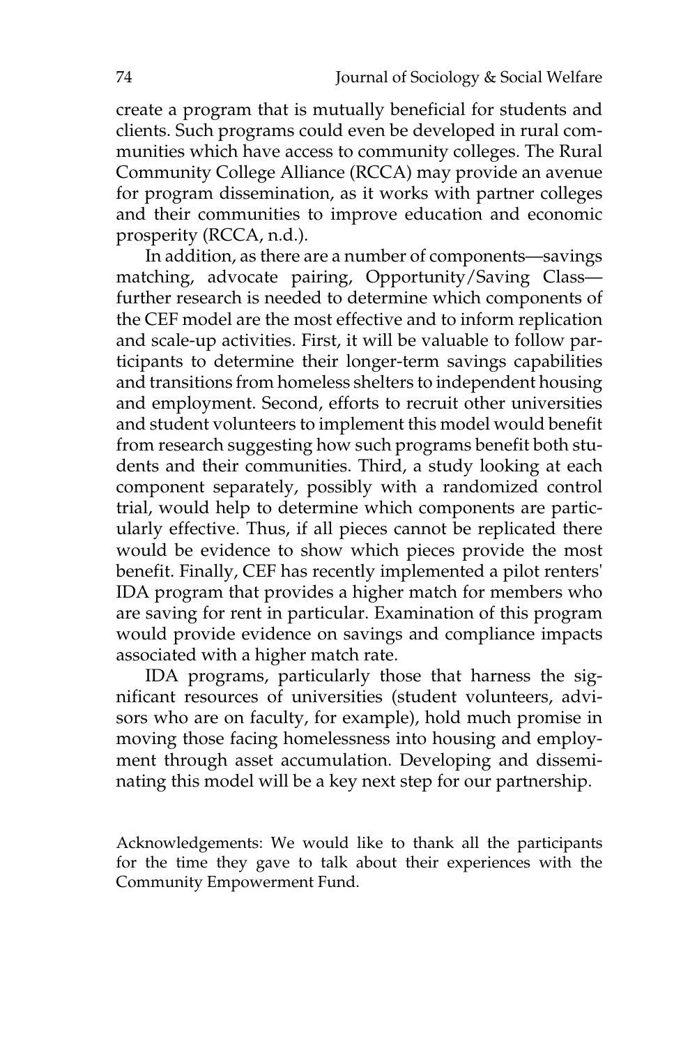create a program that is mutually beneficial for students and clients. Such programs could even be developed in rural communities which have access to community colleges. The Rural Community College Alliance (RCCA) may provide an avenue for program dissemination, as it works with partner colleges and their communities to improve education and economic prosperity (RCCA, n.d.).

In addition, as there are a number of components—savings matching, advocate pairing, Opportunity/Saving Class—further research is needed to determine which components of the CEF model are the most effective and to inform replication and scale-up activities. First, it will be valuable to follow participants to determine their longer-term savings capabilities and transitions from homeless shelters to independent housing and employment. Second, efforts to recruit other universities and student volunteers to implement this model would benefit from research suggesting how such programs benefit both students and their communities. Third, a study looking at each component separately, possibly with a randomized control trial, would help to determine which components are particularly effective. Thus, if all pieces cannot be replicated there would be evidence to show which pieces provide the most benefit. Finally, CEF has recently implemented a pilot renters' IDA program that provides a higher match for members who are saving for rent in particular. Examination of this program would provide evidence on savings and compliance impacts associated with a higher match rate.

IDA programs, particularly those that harness the significant resources of universities (student volunteers, advisors who are on faculty, for example), hold much promise in moving those facing homelessness into housing and employment through asset accumulation. Developing and disseminating this model will be a key next step for our partnership.

Acknowledgements: We would like to thank all the participants for the time they gave to talk about their experiences with the Community Empowerment Fund.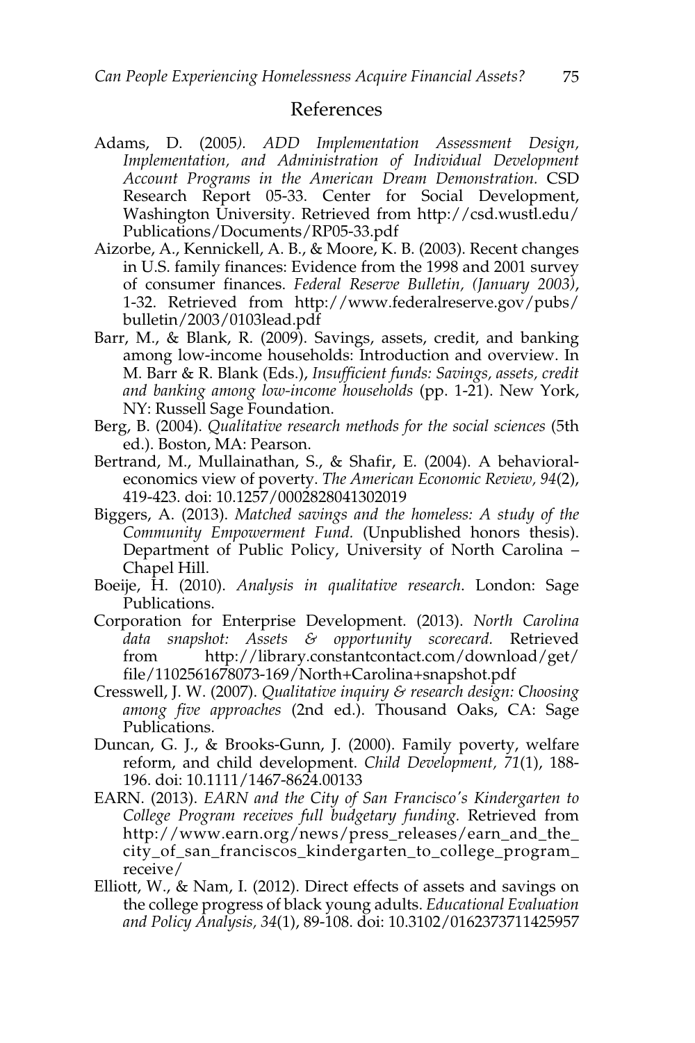## References

Adams, D. (2005). *ADD Implementation Assessment Design, Implementation, and Administration of Individual Development Account Programs in the American Dream Demonstration*. CSD Research Report 05-33. Center for Social Development, Washington University. Retrieved from http://csd.wustl.edu/Publications/Documents/RP05-33.pdf

Aizorbe, A., Kennickell, A. B., & Moore, K. B. (2003). Recent changes in U.S. family finances: Evidence from the 1998 and 2001 survey of consumer finances. *Federal Reserve Bulletin, (January 2003)*, 1-32. Retrieved from http://www.federalreserve.gov/pubs/bulletin/2003/0103lead.pdf

Barr, M., & Blank, R. (2009). Savings, assets, credit, and banking among low-income households: Introduction and overview. In M. Barr & R. Blank (Eds.), *Insufficient funds: Savings, assets, credit and banking among low-income households* (pp. 1-21). New York, NY: Russell Sage Foundation.

Berg, B. (2004). *Qualitative research methods for the social sciences* (5th ed.). Boston, MA: Pearson.

Bertrand, M., Mullainathan, S., & Shafir, E. (2004). A behavioral-economics view of poverty. *The American Economic Review, 94*(2), 419-423. doi: 10.1257/0002828041302019

Biggers, A. (2013). *Matched savings and the homeless: A study of the Community Empowerment Fund.* (Unpublished honors thesis). Department of Public Policy, University of North Carolina – Chapel Hill.

Boeije, H. (2010). *Analysis in qualitative research.* London: Sage Publications.

Corporation for Enterprise Development. (2013). *North Carolina data snapshot: Assets & opportunity scorecard.* Retrieved from http://library.constantcontact.com/download/get/file/1102561678073-169/North+Carolina+snapshot.pdf

Cresswell, J. W. (2007). *Qualitative inquiry & research design: Choosing among five approaches* (2nd ed.). Thousand Oaks, CA: Sage Publications.

Duncan, G. J., & Brooks-Gunn, J. (2000). Family poverty, welfare reform, and child development. *Child Development, 71*(1), 188-196. doi: 10.1111/1467-8624.00133

EARN. (2013). *EARN and the City of San Francisco's Kindergarten to College Program receives full budgetary funding.* Retrieved from http://www.earn.org/news/press_releases/earn_and_the_city_of_san_franciscos_kindergarten_to_college_program_receive/

Elliott, W., & Nam, I. (2012). Direct effects of assets and savings on the college progress of black young adults. *Educational Evaluation and Policy Analysis, 34*(1), 89-108. doi: 10.3102/0162373711425957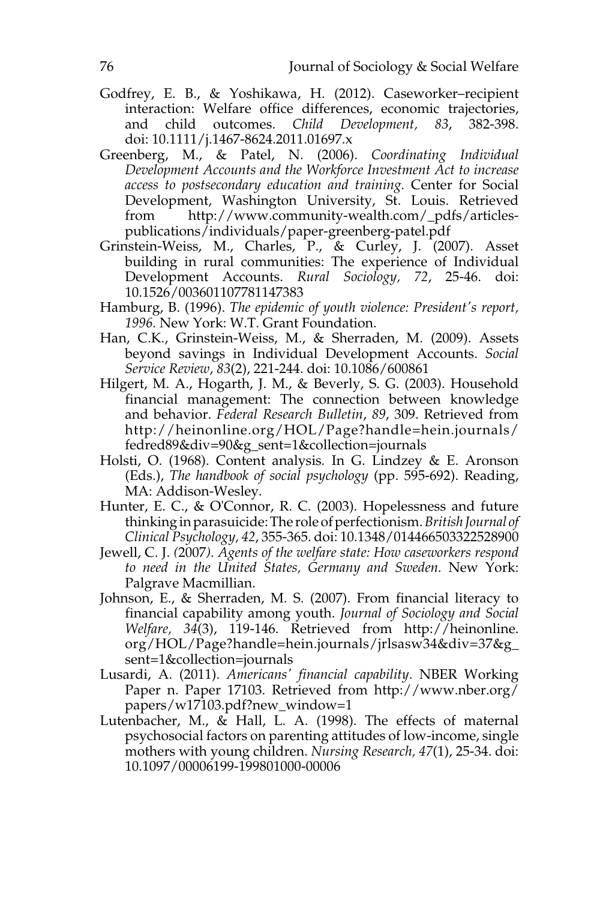Godfrey, E. B., & Yoshikawa, H. (2012). Caseworker–recipient interaction: Welfare office differences, economic trajectories, and child outcomes. *Child Development, 83*, 382-398. doi: 10.1111/j.1467-8624.2011.01697.x

Greenberg, M., & Patel, N. (2006). *Coordinating Individual Development Accounts and the Workforce Investment Act to increase access to postsecondary education and training.* Center for Social Development, Washington University, St. Louis. Retrieved from http://www.community-wealth.com/_pdfs/articles-publications/individuals/paper-greenberg-patel.pdf

Grinstein-Weiss, M., Charles, P., & Curley, J. (2007). Asset building in rural communities: The experience of Individual Development Accounts. *Rural Sociology, 72*, 25-46. doi: 10.1526/003601107781147383

Hamburg, B. (1996). *The epidemic of youth violence: President's report, 1996.* New York: W.T. Grant Foundation.

Han, C.K., Grinstein-Weiss, M., & Sherraden, M. (2009). Assets beyond savings in Individual Development Accounts. *Social Service Review*, *83*(2), 221-244. doi: 10.1086/600861

Hilgert, M. A., Hogarth, J. M., & Beverly, S. G. (2003). Household financial management: The connection between knowledge and behavior. *Federal Research Bulletin*, *89*, 309. Retrieved from http://heinonline.org/HOL/Page?handle=hein.journals/fedred89&div=90&g_sent=1&collection=journals

Holsti, O. (1968). Content analysis. In G. Lindzey & E. Aronson (Eds.), *The handbook of social psychology* (pp. 595-692). Reading, MA: Addison-Wesley.

Hunter, E. C., & O'Connor, R. C. (2003). Hopelessness and future thinking in parasuicide: The role of perfectionism. *British Journal of Clinical Psychology, 42*, 355-365. doi: 10.1348/014466503322528900

Jewell, C. J. (2007). *Agents of the welfare state: How caseworkers respond to need in the United States, Germany and Sweden.* New York: Palgrave Macmillian.

Johnson, E., & Sherraden, M. S. (2007). From financial literacy to financial capability among youth. *Journal of Sociology and Social Welfare, 34*(3), 119-146. Retrieved from http://heinonline.org/HOL/Page?handle=hein.journals/jrlsasw34&div=37&g_sent=1&collection=journals

Lusardi, A. (2011). *Americans' financial capability*. NBER Working Paper n. Paper 17103. Retrieved from http://www.nber.org/papers/w17103.pdf?new_window=1

Lutenbacher, M., & Hall, L. A. (1998). The effects of maternal psychosocial factors on parenting attitudes of low-income, single mothers with young children. *Nursing Research, 47*(1), 25-34. doi: 10.1097/00006199-199801000-00006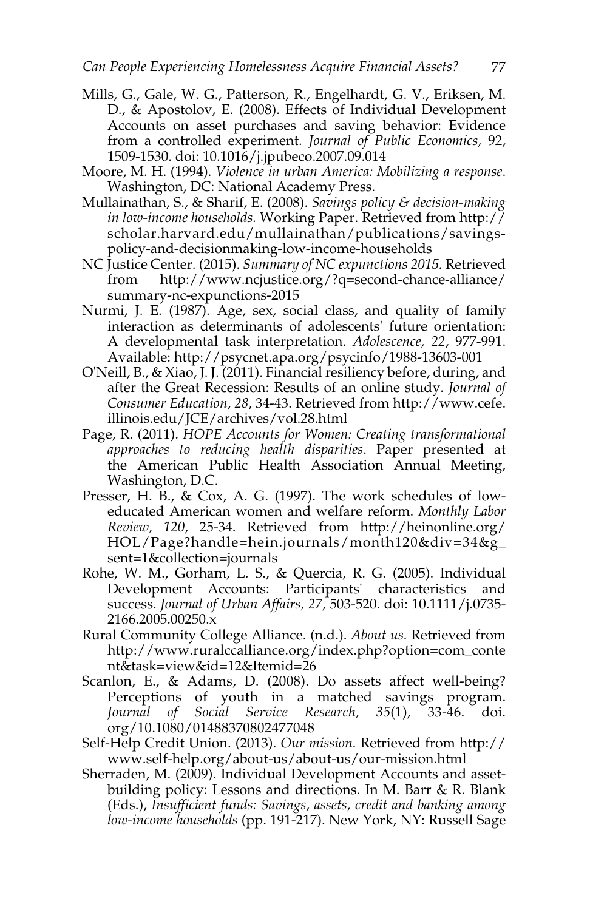Mills, G., Gale, W. G., Patterson, R., Engelhardt, G. V., Eriksen, M. D., & Apostolov, E. (2008). Effects of Individual Development Accounts on asset purchases and saving behavior: Evidence from a controlled experiment. *Journal of Public Economics,* 92, 1509-1530. doi: 10.1016/j.jpubeco.2007.09.014

Moore, M. H. (1994). *Violence in urban America: Mobilizing a response*. Washington, DC: National Academy Press.

Mullainathan, S., & Sharif, E. (2008). *Savings policy & decision-making in low-income households.* Working Paper. Retrieved from http://scholar.harvard.edu/mullainathan/publications/savings-policy-and-decisionmaking-low-income-households

NC Justice Center. (2015). *Summary of NC expunctions 2015.* Retrieved from http://www.ncjustice.org/?q=second-chance-alliance/summary-nc-expunctions-2015

Nurmi, J. E. (1987). Age, sex, social class, and quality of family interaction as determinants of adolescents' future orientation: A developmental task interpretation. *Adolescence, 22*, 977-991. Available: http://psycnet.apa.org/psycinfo/1988-13603-001

O'Neill, B., & Xiao, J. J. (2011). Financial resiliency before, during, and after the Great Recession: Results of an online study. *Journal of Consumer Education*, *28*, 34-43. Retrieved from http://www.cefe.illinois.edu/JCE/archives/vol.28.html

Page, R. (2011). *HOPE Accounts for Women: Creating transformational approaches to reducing health disparities*. Paper presented at the American Public Health Association Annual Meeting, Washington, D.C.

Presser, H. B., & Cox, A. G. (1997). The work schedules of low-educated American women and welfare reform. *Monthly Labor Review, 120*, 25-34. Retrieved from http://heinonline.org/HOL/Page?handle=hein.journals/month120&div=34&g_sent=1&collection=journals

Rohe, W. M., Gorham, L. S., & Quercia, R. G. (2005). Individual Development Accounts: Participants' characteristics and success. *Journal of Urban Affairs, 27*, 503-520. doi: 10.1111/j.0735-2166.2005.00250.x

Rural Community College Alliance. (n.d.). *About us.* Retrieved from http://www.ruralccalliance.org/index.php?option=com_content&task=view&id=12&Itemid=26

Scanlon, E., & Adams, D. (2008). Do assets affect well-being? Perceptions of youth in a matched savings program. *Journal of Social Service Research, 35*(1), 33-46. doi.org/10.1080/01488370802477048

Self-Help Credit Union. (2013). *Our mission.* Retrieved from http://www.self-help.org/about-us/about-us/our-mission.html

Sherraden, M. (2009). Individual Development Accounts and asset-building policy: Lessons and directions. In M. Barr & R. Blank (Eds.), *Insufficient funds: Savings, assets, credit and banking among low-income households* (pp. 191-217). New York, NY: Russell Sage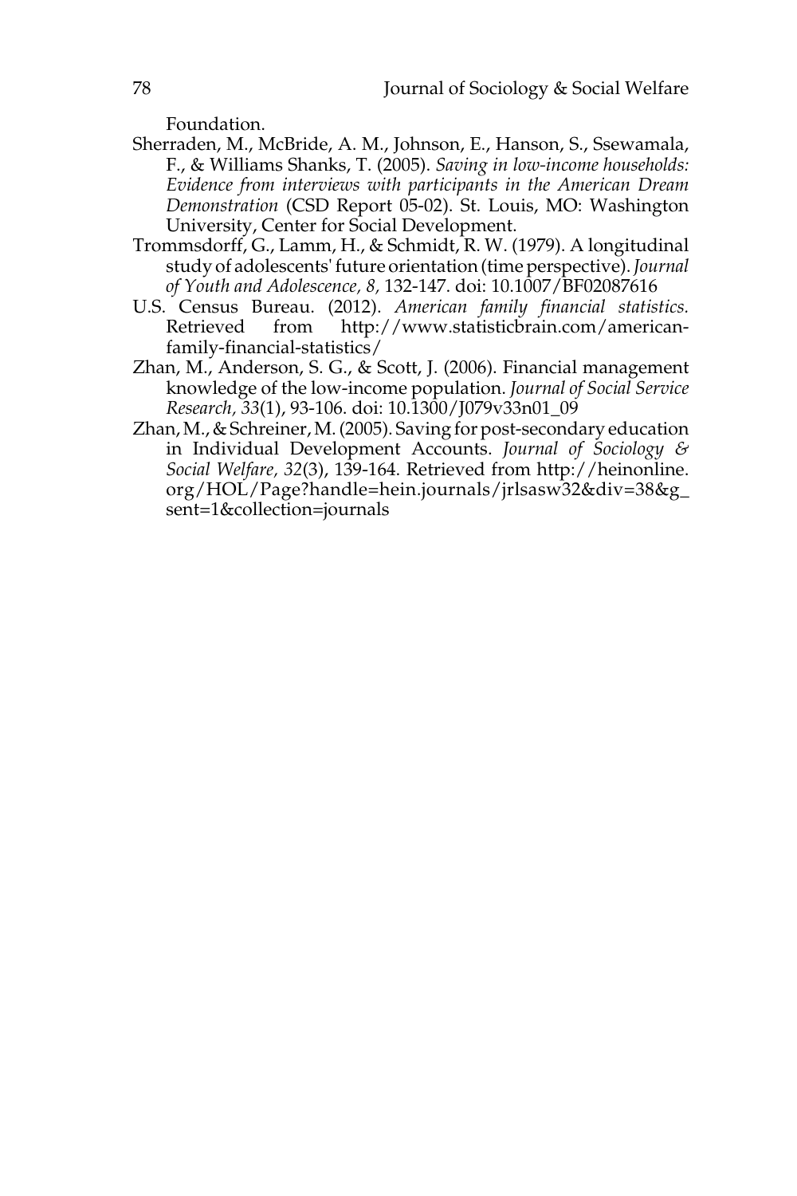Foundation.

Sherraden, M., McBride, A. M., Johnson, E., Hanson, S., Ssewamala, F., & Williams Shanks, T. (2005). *Saving in low-income households: Evidence from interviews with participants in the American Dream Demonstration* (CSD Report 05-02). St. Louis, MO: Washington University, Center for Social Development.

Trommsdorff, G., Lamm, H., & Schmidt, R. W. (1979). A longitudinal study of adolescents' future orientation (time perspective). *Journal of Youth and Adolescence, 8,* 132-147. doi: 10.1007/BF02087616

U.S. Census Bureau. (2012). *American family financial statistics.* Retrieved from http://www.statisticbrain.com/american-family-financial-statistics/

Zhan, M., Anderson, S. G., & Scott, J. (2006). Financial management knowledge of the low-income population. *Journal of Social Service Research, 33*(1), 93-106. doi: 10.1300/J079v33n01_09

Zhan, M., & Schreiner, M. (2005). Saving for post-secondary education in Individual Development Accounts. *Journal of Sociology & Social Welfare, 32*(3), 139-164. Retrieved from http://heinonline.org/HOL/Page?handle=hein.journals/jrlsasw32&div=38&g_sent=1&collection=journals